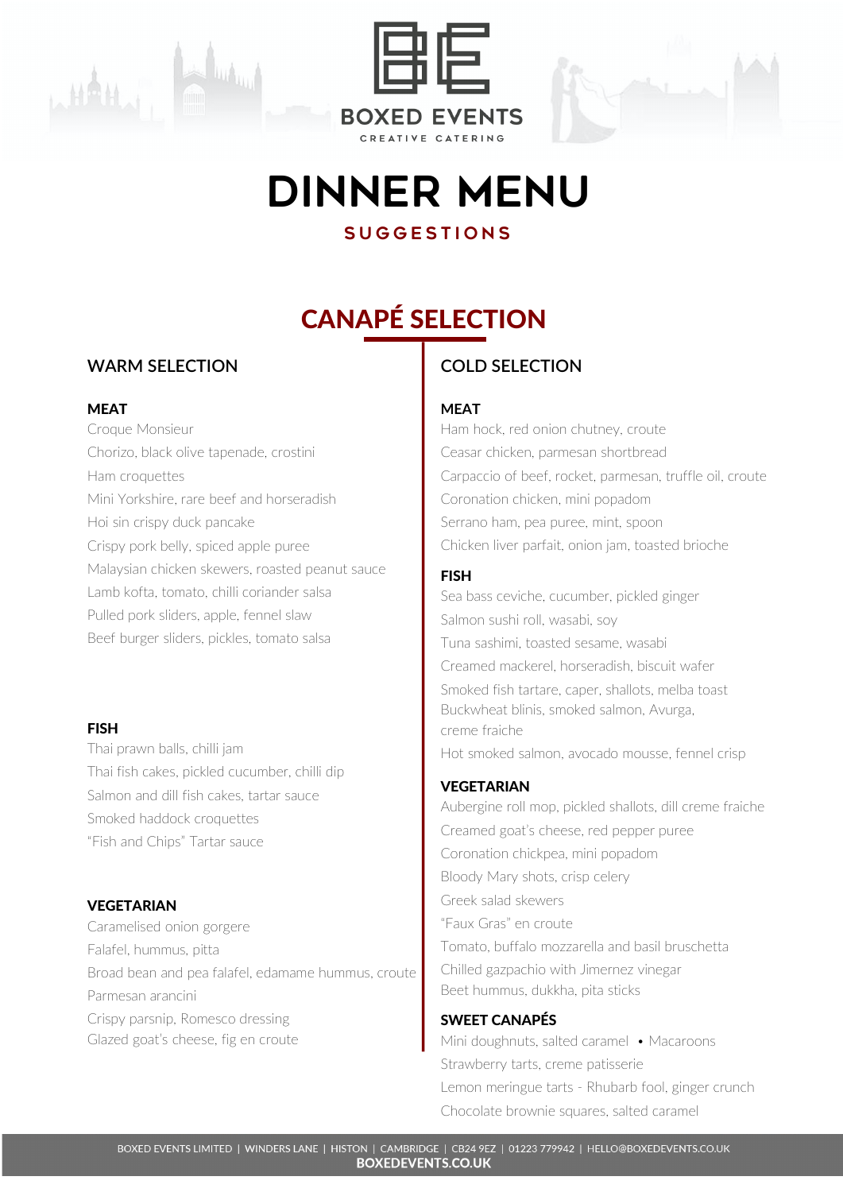BOXED EVENTS

CREATIVE CATERING

# DINNER MENU

**SUGGESTIONS**

## CANAPÉ SELECTION

### WARM SELECTION

**MEAT**

Croque Monsieur
Chorizo, black olive tapenade, crostini
Ham croquettes
Mini Yorkshire, rare beef and horseradish
Hoi sin crispy duck pancake
Crispy pork belly, spiced apple puree
Malaysian chicken skewers, roasted peanut sauce
Lamb kofta, tomato, chilli coriander salsa
Pulled pork sliders, apple, fennel slaw
Beef burger sliders, pickles, tomato salsa

**FISH**

Thai prawn balls, chilli jam
Thai fish cakes, pickled cucumber, chilli dip
Salmon and dill fish cakes, tartar sauce
Smoked haddock croquettes
"Fish and Chips" Tartar sauce

**VEGETARIAN**

Caramelised onion gorgere
Falafel, hummus, pitta
Broad bean and pea falafel, edamame hummus, croute
Parmesan arancini
Crispy parsnip, Romesco dressing
Glazed goat's cheese, fig en croute

### COLD SELECTION

**MEAT**

Ham hock, red onion chutney, croute
Ceasar chicken, parmesan shortbread
Carpaccio of beef, rocket, parmesan, truffle oil, croute
Coronation chicken, mini popadom
Serrano ham, pea puree, mint, spoon
Chicken liver parfait, onion jam, toasted brioche

**FISH**

Sea bass ceviche, cucumber, pickled ginger
Salmon sushi roll, wasabi, soy
Tuna sashimi, toasted sesame, wasabi
Creamed mackerel, horseradish, biscuit wafer
Smoked fish tartare, caper, shallots, melba toast
Buckwheat blinis, smoked salmon, Avurga, creme fraiche
Hot smoked salmon, avocado mousse, fennel crisp

**VEGETARIAN**

Aubergine roll mop, pickled shallots, dill creme fraiche
Creamed goat's cheese, red pepper puree
Coronation chickpea, mini popadom
Bloody Mary shots, crisp celery
Greek salad skewers
"Faux Gras" en croute
Tomato, buffalo mozzarella and basil bruschetta
Chilled gazpacho with Jimernez vinegar
Beet hummus, dukkha, pita sticks

**SWEET CANAPÉS**

Mini doughnuts, salted caramel • Macaroons
Strawberry tarts, creme patisserie
Lemon meringue tarts - Rhubarb fool, ginger crunch
Chocolate brownie squares, salted caramel

BOXED EVENTS LIMITED | WINDERS LANE | HISTON | CAMBRIDGE | CB24 9EZ | 01223 779942 | HELLO@BOXEDEVENTS.CO.UK
**BOXEDEVENTS.CO.UK**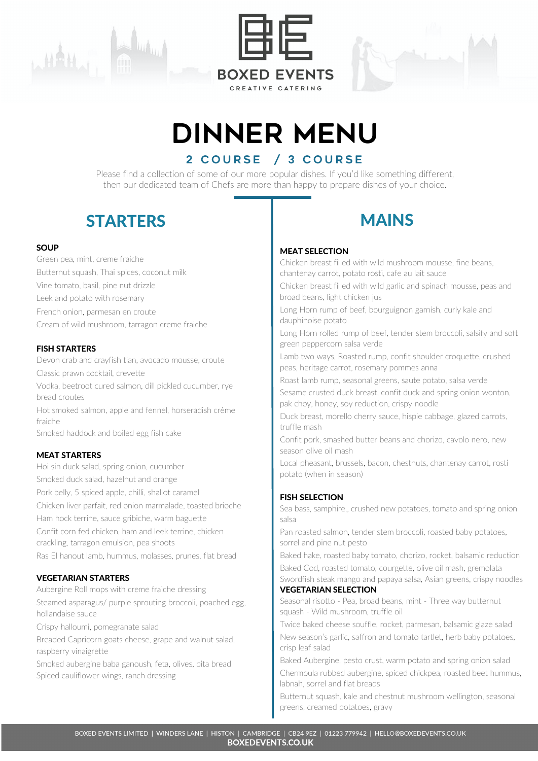# BOXED EVENTS

CREATIVE CATERING

# DINNER MENU

## 2 COURSE / 3 COURSE

Please find a collection of some of our more popular dishes. If you'd like something different, then our dedicated team of Chefs are more than happy to prepare dishes of your choice.

## STARTERS

### SOUP

Green pea, mint, creme fraiche

Butternut squash, Thai spices, coconut milk

Vine tomato, basil, pine nut drizzle

Leek and potato with rosemary

French onion, parmesan en croute

Cream of wild mushroom, tarragon creme fraiche

### FISH STARTERS

Devon crab and crayfish tian, avocado mousse, croute

Classic prawn cocktail, crevette

Vodka, beetroot cured salmon, dill pickled cucumber, rye bread croutes

Hot smoked salmon, apple and fennel, horseradish crème fraiche

Smoked haddock and boiled egg fish cake

### MEAT STARTERS

Hoi sin duck salad, spring onion, cucumber

Smoked duck salad, hazelnut and orange

Pork belly, 5 spiced apple, chilli, shallot caramel

Chicken liver parfait, red onion marmalade, toasted brioche

Ham hock terrine, sauce gribiche, warm baguette

Confit corn fed chicken, ham and leek terrine, chicken crackling, tarragon emulsion, pea shoots

Ras El hanout lamb, hummus, molasses, prunes, flat bread

### VEGETARIAN STARTERS

Aubergine Roll mops with creme fraiche dressing

Steamed asparagus/ purple sprouting broccoli, poached egg, hollandaise sauce

Crispy halloumi, pomegranate salad

Breaded Capricorn goats cheese, grape and walnut salad, raspberry vinaigrette

Smoked aubergine baba ganoush, feta, olives, pita bread

Spiced cauliflower wings, ranch dressing

## MAINS

### MEAT SELECTION

Chicken breast filled with wild mushroom mousse, fine beans, chantenay carrot, potato rosti, cafe au lait sauce

Chicken breast filled with wild garlic and spinach mousse, peas and broad beans, light chicken jus

Long Horn rump of beef, bourguignon garnish, curly kale and dauphinoise potato

Long Horn rolled rump of beef, tender stem broccoli, salsify and soft green peppercorn salsa verde

Lamb two ways, Roasted rump, confit shoulder croquette, crushed peas, heritage carrot, rosemary pommes anna

Roast lamb rump, seasonal greens, saute potato, salsa verde

Sesame crusted duck breast, confit duck and spring onion wonton, pak choy, honey, soy reduction, crispy noodle

Duck breast, morello cherry sauce, hispie cabbage, glazed carrots, truffle mash

Confit pork, smashed butter beans and chorizo, cavolo nero, new season olive oil mash

Local pheasant, brussels, bacon, chestnuts, chantenay carrot, rosti potato (when in season)

### FISH SELECTION

Sea bass, samphire,, crushed new potatoes, tomato and spring onion salsa

Pan roasted salmon, tender stem broccoli, roasted baby potatoes, sorrel and pine nut pesto

Baked hake, roasted baby tomato, chorizo, rocket, balsamic reduction

Baked Cod, roasted tomato, courgette, olive oil mash, gremolata

Swordfish steak mango and papaya salsa, Asian greens, crispy noodles

### VEGETARIAN SELECTION

Seasonal risotto - Pea, broad beans, mint - Three way butternut squash - Wild mushroom, truffle oil

Twice baked cheese souffle, rocket, parmesan, balsamic glaze salad

New season's garlic, saffron and tomato tartlet, herb baby potatoes, crisp leaf salad

Baked Aubergine, pesto crust, warm potato and spring onion salad

Chermoula rubbed aubergine, spiced chickpea, roasted beet hummus, labnah, sorrel and flat breads

Butternut squash, kale and chestnut mushroom wellington, seasonal greens, creamed potatoes, gravy

BOXED EVENTS LIMITED | WINDERS LANE | HISTON | CAMBRIDGE | CB24 9EZ | 01223 779942 | HELLO@BOXEDEVENTS.CO.UK

**BOXEDEVENTS.CO.UK**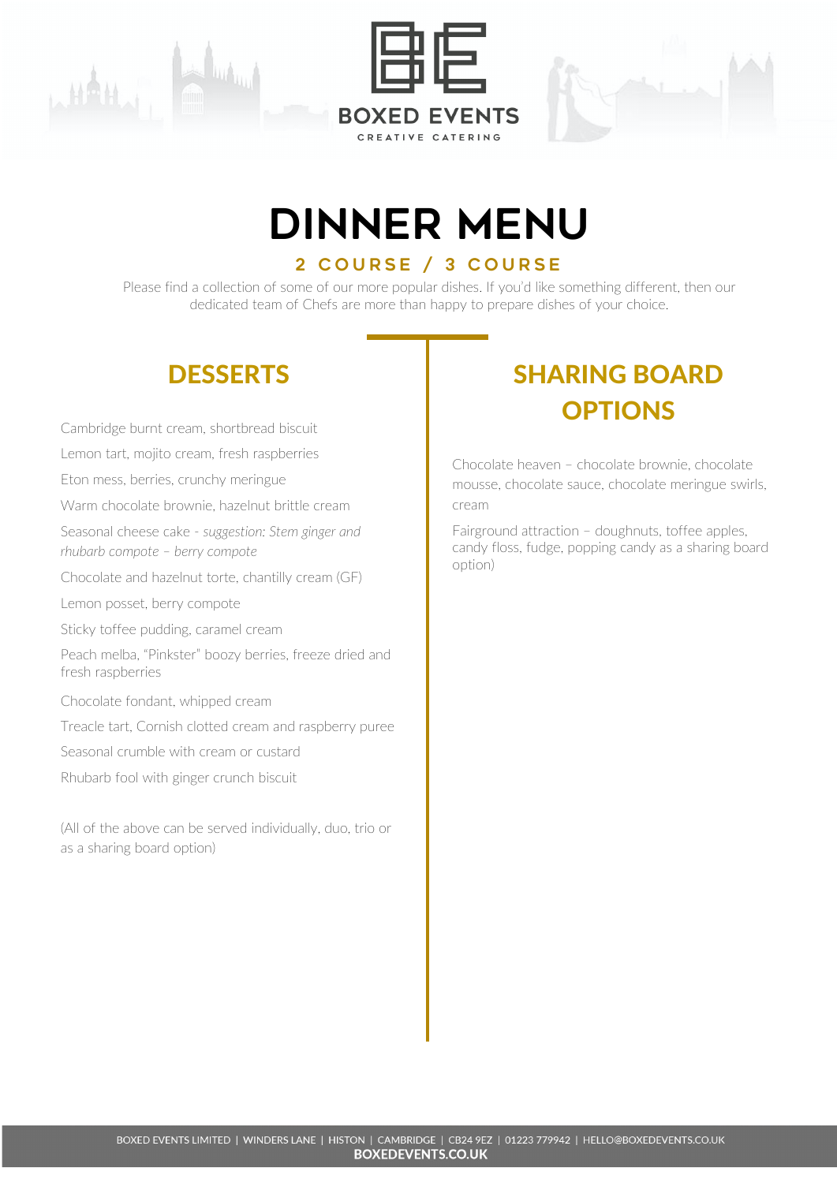BOXED EVENTS

CREATIVE CATERING

# DINNER MENU

### 2 COURSE / 3 COURSE

Please find a collection of some of our more popular dishes. If you'd like something different, then our dedicated team of Chefs are more than happy to prepare dishes of your choice.

## DESSERTS

Cambridge burnt cream, shortbread biscuit

Lemon tart, mojito cream, fresh raspberries

Eton mess, berries, crunchy meringue

Warm chocolate brownie, hazelnut brittle cream

Seasonal cheese cake - *suggestion: Stem ginger and rhubarb compote – berry compote*

Chocolate and hazelnut torte, chantilly cream (GF)

Lemon posset, berry compote

Sticky toffee pudding, caramel cream

Peach melba, "Pinkster" boozy berries, freeze dried and fresh raspberries

Chocolate fondant, whipped cream

Treacle tart, Cornish clotted cream and raspberry puree

Seasonal crumble with cream or custard

Rhubarb fool with ginger crunch biscuit

(All of the above can be served individually, duo, trio or as a sharing board option)

## SHARING BOARD OPTIONS

Chocolate heaven – chocolate brownie, chocolate mousse, chocolate sauce, chocolate meringue swirls, cream

Fairground attraction – doughnuts, toffee apples, candy floss, fudge, popping candy as a sharing board option)

BOXED EVENTS LIMITED | WINDERS LANE | HISTON | CAMBRIDGE | CB24 9EZ | 01223 779942 | HELLO@BOXEDEVENTS.CO.UK

**BOXEDEVENTS.CO.UK**